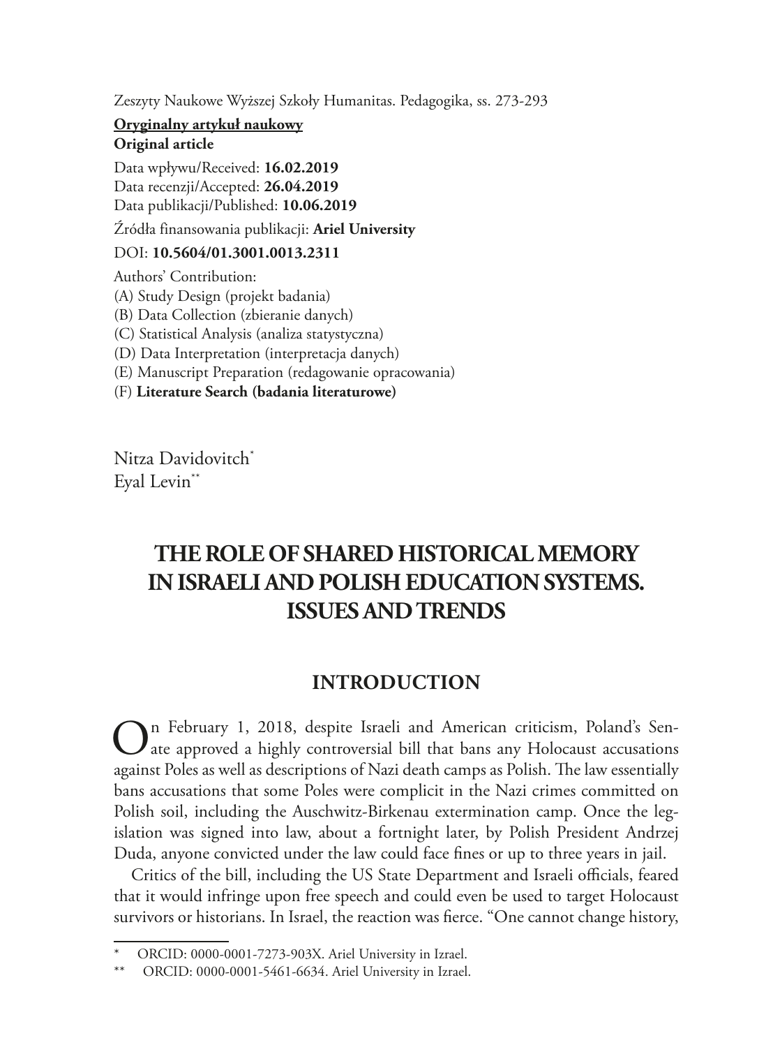Zeszyty Naukowe Wyższej Szkoły Humanitas. Pedagogika, ss. 273-293

**Oryginalny artykuł naukowy**
**Original article**

Data wpływu/Received: **16.02.2019**
Data recenzji/Accepted: **26.04.2019**
Data publikacji/Published: **10.06.2019**

Źródła finansowania publikacji: **Ariel University**

DOI: **10.5604/01.3001.0013.2311**

Authors' Contribution:
(A) Study Design (projekt badania)
(B) Data Collection (zbieranie danych)
(C) Statistical Analysis (analiza statystyczna)
(D) Data Interpretation (interpretacja danych)
(E) Manuscript Preparation (redagowanie opracowania)
(F) **Literature Search (badania literaturowe)**

Nitza Davidovitch*
Eyal Levin**

# THE ROLE OF SHARED HISTORICAL MEMORY IN ISRAELI AND POLISH EDUCATION SYSTEMS. ISSUES AND TRENDS

## INTRODUCTION

On February 1, 2018, despite Israeli and American criticism, Poland's Senate approved a highly controversial bill that bans any Holocaust accusations against Poles as well as descriptions of Nazi death camps as Polish. The law essentially bans accusations that some Poles were complicit in the Nazi crimes committed on Polish soil, including the Auschwitz-Birkenau extermination camp. Once the legislation was signed into law, about a fortnight later, by Polish President Andrzej Duda, anyone convicted under the law could face fines or up to three years in jail.

Critics of the bill, including the US State Department and Israeli officials, feared that it would infringe upon free speech and could even be used to target Holocaust survivors or historians. In Israel, the reaction was fierce. "One cannot change history,

\* ORCID: 0000-0001-7273-903X. Ariel University in Izrael.
\*\* ORCID: 0000-0001-5461-6634. Ariel University in Izrael.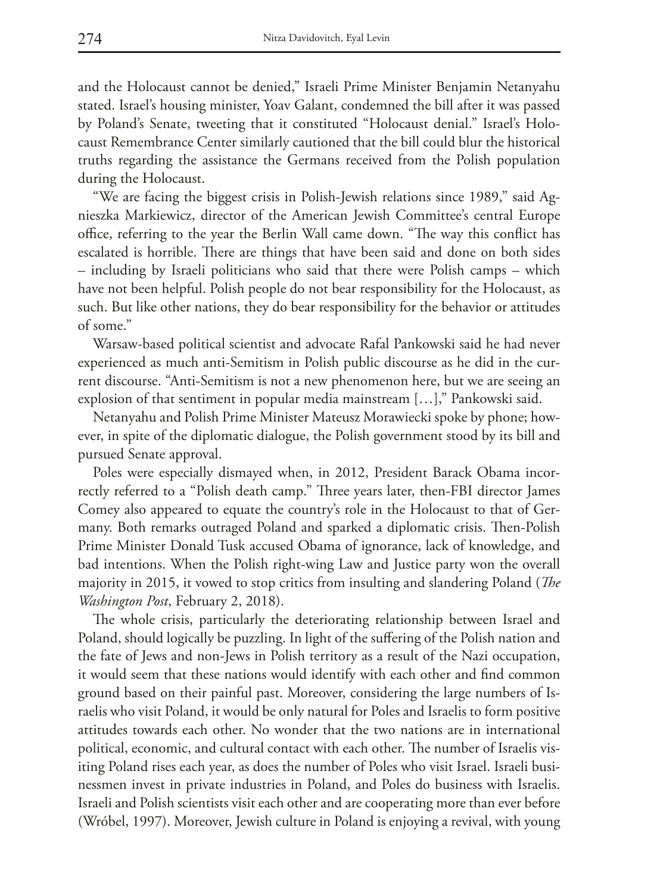and the Holocaust cannot be denied," Israeli Prime Minister Benjamin Netanyahu stated. Israel's housing minister, Yoav Galant, condemned the bill after it was passed by Poland's Senate, tweeting that it constituted "Holocaust denial." Israel's Holocaust Remembrance Center similarly cautioned that the bill could blur the historical truths regarding the assistance the Germans received from the Polish population during the Holocaust.

"We are facing the biggest crisis in Polish-Jewish relations since 1989," said Agnieszka Markiewicz, director of the American Jewish Committee's central Europe office, referring to the year the Berlin Wall came down. "The way this conflict has escalated is horrible. There are things that have been said and done on both sides – including by Israeli politicians who said that there were Polish camps – which have not been helpful. Polish people do not bear responsibility for the Holocaust, as such. But like other nations, they do bear responsibility for the behavior or attitudes of some."

Warsaw-based political scientist and advocate Rafal Pankowski said he had never experienced as much anti-Semitism in Polish public discourse as he did in the current discourse. "Anti-Semitism is not a new phenomenon here, but we are seeing an explosion of that sentiment in popular media mainstream […]," Pankowski said.

Netanyahu and Polish Prime Minister Mateusz Morawiecki spoke by phone; however, in spite of the diplomatic dialogue, the Polish government stood by its bill and pursued Senate approval.

Poles were especially dismayed when, in 2012, President Barack Obama incorrectly referred to a "Polish death camp." Three years later, then-FBI director James Comey also appeared to equate the country's role in the Holocaust to that of Germany. Both remarks outraged Poland and sparked a diplomatic crisis. Then-Polish Prime Minister Donald Tusk accused Obama of ignorance, lack of knowledge, and bad intentions. When the Polish right-wing Law and Justice party won the overall majority in 2015, it vowed to stop critics from insulting and slandering Poland (*The Washington Post*, February 2, 2018).

The whole crisis, particularly the deteriorating relationship between Israel and Poland, should logically be puzzling. In light of the suffering of the Polish nation and the fate of Jews and non-Jews in Polish territory as a result of the Nazi occupation, it would seem that these nations would identify with each other and find common ground based on their painful past. Moreover, considering the large numbers of Israelis who visit Poland, it would be only natural for Poles and Israelis to form positive attitudes towards each other. No wonder that the two nations are in international political, economic, and cultural contact with each other. The number of Israelis visiting Poland rises each year, as does the number of Poles who visit Israel. Israeli businessmen invest in private industries in Poland, and Poles do business with Israelis. Israeli and Polish scientists visit each other and are cooperating more than ever before (Wróbel, 1997). Moreover, Jewish culture in Poland is enjoying a revival, with young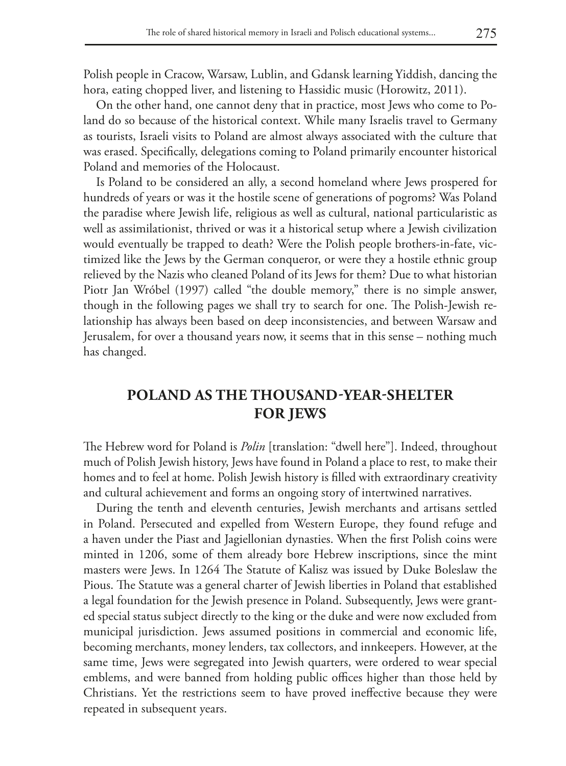Polish people in Cracow, Warsaw, Lublin, and Gdansk learning Yiddish, dancing the hora, eating chopped liver, and listening to Hassidic music (Horowitz, 2011).

On the other hand, one cannot deny that in practice, most Jews who come to Poland do so because of the historical context. While many Israelis travel to Germany as tourists, Israeli visits to Poland are almost always associated with the culture that was erased. Specifically, delegations coming to Poland primarily encounter historical Poland and memories of the Holocaust.

Is Poland to be considered an ally, a second homeland where Jews prospered for hundreds of years or was it the hostile scene of generations of pogroms? Was Poland the paradise where Jewish life, religious as well as cultural, national particularistic as well as assimilationist, thrived or was it a historical setup where a Jewish civilization would eventually be trapped to death? Were the Polish people brothers-in-fate, victimized like the Jews by the German conqueror, or were they a hostile ethnic group relieved by the Nazis who cleaned Poland of its Jews for them? Due to what historian Piotr Jan Wróbel (1997) called "the double memory," there is no simple answer, though in the following pages we shall try to search for one. The Polish-Jewish relationship has always been based on deep inconsistencies, and between Warsaw and Jerusalem, for over a thousand years now, it seems that in this sense – nothing much has changed.

## POLAND AS THE THOUSAND-YEAR-SHELTER FOR JEWS

The Hebrew word for Poland is *Polin* [translation: "dwell here"]. Indeed, throughout much of Polish Jewish history, Jews have found in Poland a place to rest, to make their homes and to feel at home. Polish Jewish history is filled with extraordinary creativity and cultural achievement and forms an ongoing story of intertwined narratives.

During the tenth and eleventh centuries, Jewish merchants and artisans settled in Poland. Persecuted and expelled from Western Europe, they found refuge and a haven under the Piast and Jagiellonian dynasties. When the first Polish coins were minted in 1206, some of them already bore Hebrew inscriptions, since the mint masters were Jews. In 1264 The Statute of Kalisz was issued by Duke Boleslaw the Pious. The Statute was a general charter of Jewish liberties in Poland that established a legal foundation for the Jewish presence in Poland. Subsequently, Jews were granted special status subject directly to the king or the duke and were now excluded from municipal jurisdiction. Jews assumed positions in commercial and economic life, becoming merchants, money lenders, tax collectors, and innkeepers. However, at the same time, Jews were segregated into Jewish quarters, were ordered to wear special emblems, and were banned from holding public offices higher than those held by Christians. Yet the restrictions seem to have proved ineffective because they were repeated in subsequent years.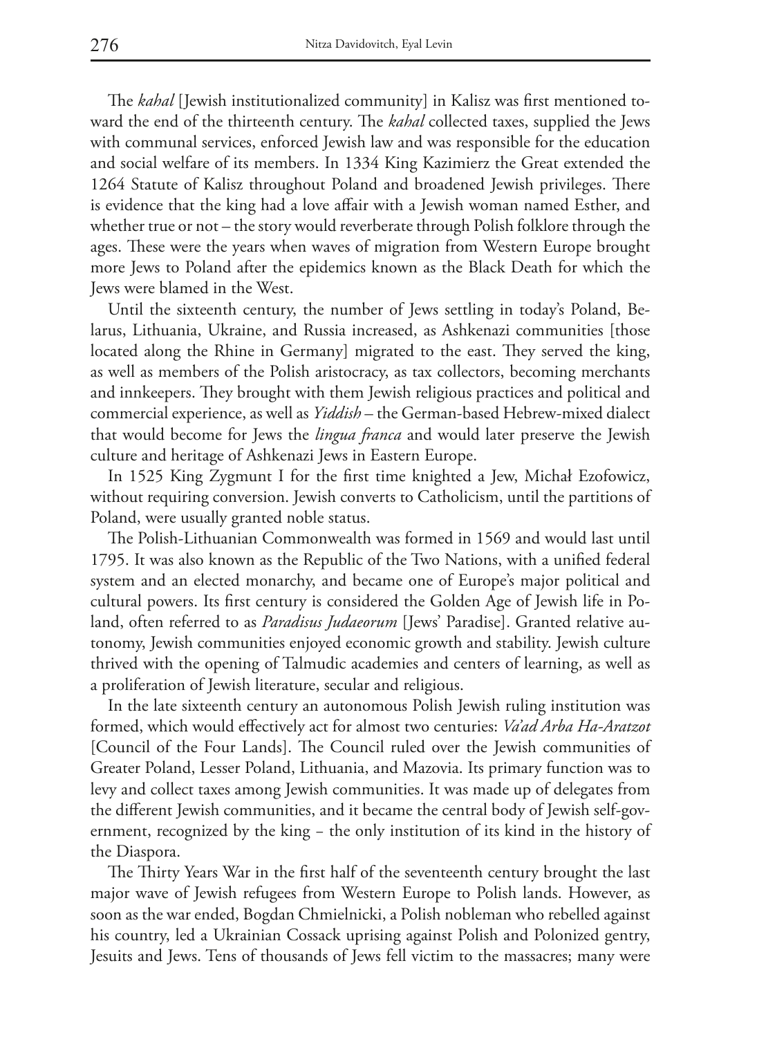The *kahal* [Jewish institutionalized community] in Kalisz was first mentioned toward the end of the thirteenth century. The *kahal* collected taxes, supplied the Jews with communal services, enforced Jewish law and was responsible for the education and social welfare of its members. In 1334 King Kazimierz the Great extended the 1264 Statute of Kalisz throughout Poland and broadened Jewish privileges. There is evidence that the king had a love affair with a Jewish woman named Esther, and whether true or not – the story would reverberate through Polish folklore through the ages. These were the years when waves of migration from Western Europe brought more Jews to Poland after the epidemics known as the Black Death for which the Jews were blamed in the West.

Until the sixteenth century, the number of Jews settling in today's Poland, Belarus, Lithuania, Ukraine, and Russia increased, as Ashkenazi communities [those located along the Rhine in Germany] migrated to the east. They served the king, as well as members of the Polish aristocracy, as tax collectors, becoming merchants and innkeepers. They brought with them Jewish religious practices and political and commercial experience, as well as *Yiddish* – the German-based Hebrew-mixed dialect that would become for Jews the *lingua franca* and would later preserve the Jewish culture and heritage of Ashkenazi Jews in Eastern Europe.

In 1525 King Zygmunt I for the first time knighted a Jew, Michał Ezofowicz, without requiring conversion. Jewish converts to Catholicism, until the partitions of Poland, were usually granted noble status.

The Polish-Lithuanian Commonwealth was formed in 1569 and would last until 1795. It was also known as the Republic of the Two Nations, with a unified federal system and an elected monarchy, and became one of Europe's major political and cultural powers. Its first century is considered the Golden Age of Jewish life in Poland, often referred to as *Paradisus Judaeorum* [Jews' Paradise]. Granted relative autonomy, Jewish communities enjoyed economic growth and stability. Jewish culture thrived with the opening of Talmudic academies and centers of learning, as well as a proliferation of Jewish literature, secular and religious.

In the late sixteenth century an autonomous Polish Jewish ruling institution was formed, which would effectively act for almost two centuries: *Va'ad Arba Ha-Aratzot* [Council of the Four Lands]. The Council ruled over the Jewish communities of Greater Poland, Lesser Poland, Lithuania, and Mazovia. Its primary function was to levy and collect taxes among Jewish communities. It was made up of delegates from the different Jewish communities, and it became the central body of Jewish self-government, recognized by the king – the only institution of its kind in the history of the Diaspora.

The Thirty Years War in the first half of the seventeenth century brought the last major wave of Jewish refugees from Western Europe to Polish lands. However, as soon as the war ended, Bogdan Chmielnicki, a Polish nobleman who rebelled against his country, led a Ukrainian Cossack uprising against Polish and Polonized gentry, Jesuits and Jews. Tens of thousands of Jews fell victim to the massacres; many were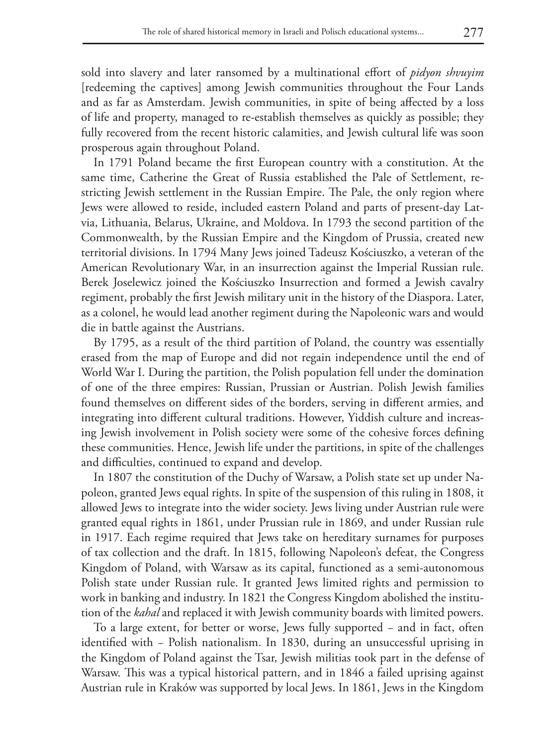sold into slavery and later ransomed by a multinational effort of *pidyon shvuyim* [redeeming the captives] among Jewish communities throughout the Four Lands and as far as Amsterdam. Jewish communities, in spite of being affected by a loss of life and property, managed to re-establish themselves as quickly as possible; they fully recovered from the recent historic calamities, and Jewish cultural life was soon prosperous again throughout Poland.

In 1791 Poland became the first European country with a constitution. At the same time, Catherine the Great of Russia established the Pale of Settlement, restricting Jewish settlement in the Russian Empire. The Pale, the only region where Jews were allowed to reside, included eastern Poland and parts of present-day Latvia, Lithuania, Belarus, Ukraine, and Moldova. In 1793 the second partition of the Commonwealth, by the Russian Empire and the Kingdom of Prussia, created new territorial divisions. In 1794 Many Jews joined Tadeusz Kościuszko, a veteran of the American Revolutionary War, in an insurrection against the Imperial Russian rule. Berek Joselewicz joined the Kościuszko Insurrection and formed a Jewish cavalry regiment, probably the first Jewish military unit in the history of the Diaspora. Later, as a colonel, he would lead another regiment during the Napoleonic wars and would die in battle against the Austrians.

By 1795, as a result of the third partition of Poland, the country was essentially erased from the map of Europe and did not regain independence until the end of World War I. During the partition, the Polish population fell under the domination of one of the three empires: Russian, Prussian or Austrian. Polish Jewish families found themselves on different sides of the borders, serving in different armies, and integrating into different cultural traditions. However, Yiddish culture and increasing Jewish involvement in Polish society were some of the cohesive forces defining these communities. Hence, Jewish life under the partitions, in spite of the challenges and difficulties, continued to expand and develop.

In 1807 the constitution of the Duchy of Warsaw, a Polish state set up under Napoleon, granted Jews equal rights. In spite of the suspension of this ruling in 1808, it allowed Jews to integrate into the wider society. Jews living under Austrian rule were granted equal rights in 1861, under Prussian rule in 1869, and under Russian rule in 1917. Each regime required that Jews take on hereditary surnames for purposes of tax collection and the draft. In 1815, following Napoleon's defeat, the Congress Kingdom of Poland, with Warsaw as its capital, functioned as a semi-autonomous Polish state under Russian rule. It granted Jews limited rights and permission to work in banking and industry. In 1821 the Congress Kingdom abolished the institution of the *kahal* and replaced it with Jewish community boards with limited powers.

To a large extent, for better or worse, Jews fully supported – and in fact, often identified with – Polish nationalism. In 1830, during an unsuccessful uprising in the Kingdom of Poland against the Tsar, Jewish militias took part in the defense of Warsaw. This was a typical historical pattern, and in 1846 a failed uprising against Austrian rule in Kraków was supported by local Jews. In 1861, Jews in the Kingdom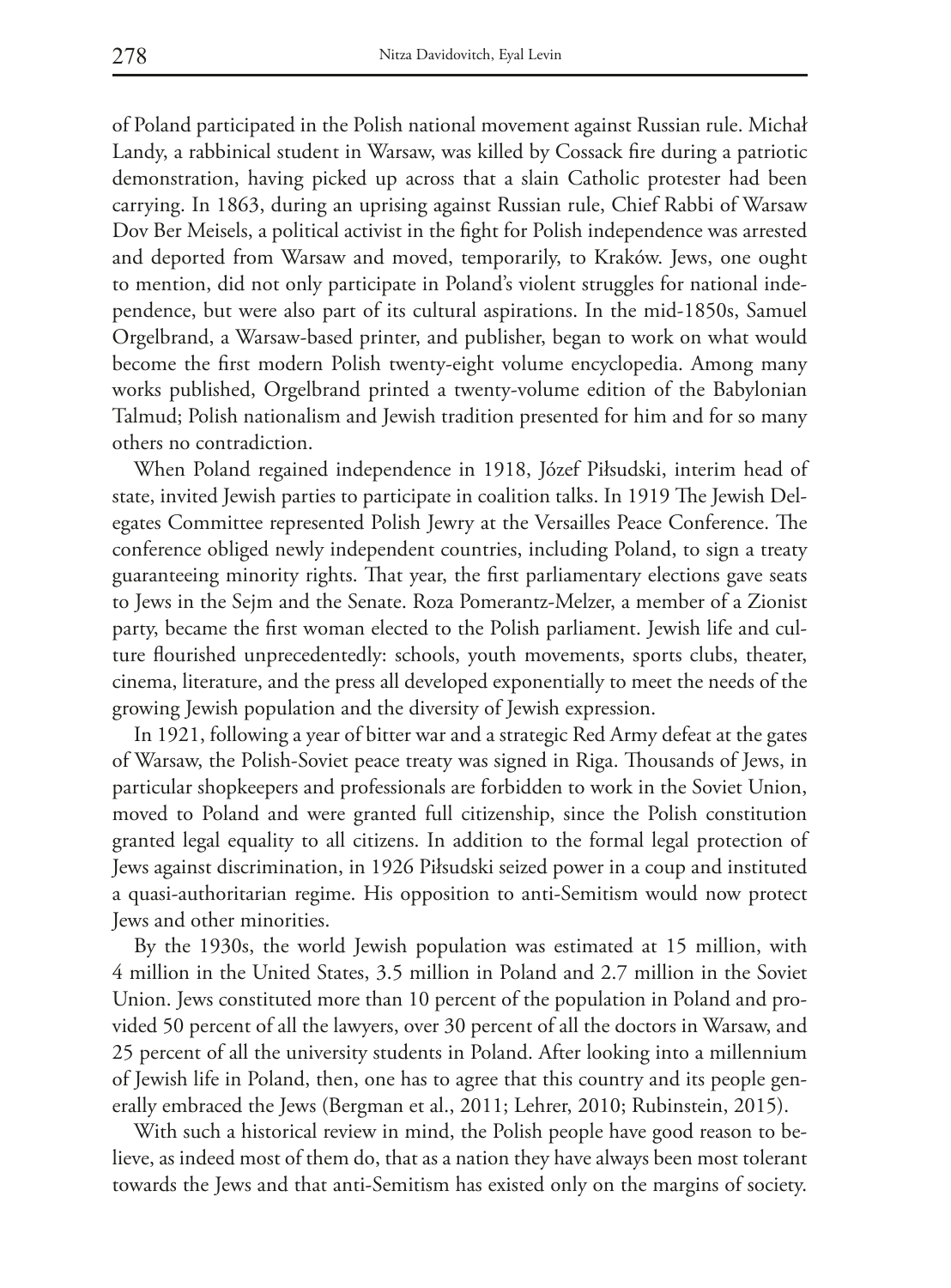of Poland participated in the Polish national movement against Russian rule. Michał Landy, a rabbinical student in Warsaw, was killed by Cossack fire during a patriotic demonstration, having picked up across that a slain Catholic protester had been carrying. In 1863, during an uprising against Russian rule, Chief Rabbi of Warsaw Dov Ber Meisels, a political activist in the fight for Polish independence was arrested and deported from Warsaw and moved, temporarily, to Kraków. Jews, one ought to mention, did not only participate in Poland's violent struggles for national independence, but were also part of its cultural aspirations. In the mid-1850s, Samuel Orgelbrand, a Warsaw-based printer, and publisher, began to work on what would become the first modern Polish twenty-eight volume encyclopedia. Among many works published, Orgelbrand printed a twenty-volume edition of the Babylonian Talmud; Polish nationalism and Jewish tradition presented for him and for so many others no contradiction.

When Poland regained independence in 1918, Józef Piłsudski, interim head of state, invited Jewish parties to participate in coalition talks. In 1919 The Jewish Delegates Committee represented Polish Jewry at the Versailles Peace Conference. The conference obliged newly independent countries, including Poland, to sign a treaty guaranteeing minority rights. That year, the first parliamentary elections gave seats to Jews in the Sejm and the Senate. Roza Pomerantz-Melzer, a member of a Zionist party, became the first woman elected to the Polish parliament. Jewish life and culture flourished unprecedentedly: schools, youth movements, sports clubs, theater, cinema, literature, and the press all developed exponentially to meet the needs of the growing Jewish population and the diversity of Jewish expression.

In 1921, following a year of bitter war and a strategic Red Army defeat at the gates of Warsaw, the Polish-Soviet peace treaty was signed in Riga. Thousands of Jews, in particular shopkeepers and professionals are forbidden to work in the Soviet Union, moved to Poland and were granted full citizenship, since the Polish constitution granted legal equality to all citizens. In addition to the formal legal protection of Jews against discrimination, in 1926 Piłsudski seized power in a coup and instituted a quasi-authoritarian regime. His opposition to anti-Semitism would now protect Jews and other minorities.

By the 1930s, the world Jewish population was estimated at 15 million, with 4 million in the United States, 3.5 million in Poland and 2.7 million in the Soviet Union. Jews constituted more than 10 percent of the population in Poland and provided 50 percent of all the lawyers, over 30 percent of all the doctors in Warsaw, and 25 percent of all the university students in Poland. After looking into a millennium of Jewish life in Poland, then, one has to agree that this country and its people generally embraced the Jews (Bergman et al., 2011; Lehrer, 2010; Rubinstein, 2015).

With such a historical review in mind, the Polish people have good reason to believe, as indeed most of them do, that as a nation they have always been most tolerant towards the Jews and that anti-Semitism has existed only on the margins of society.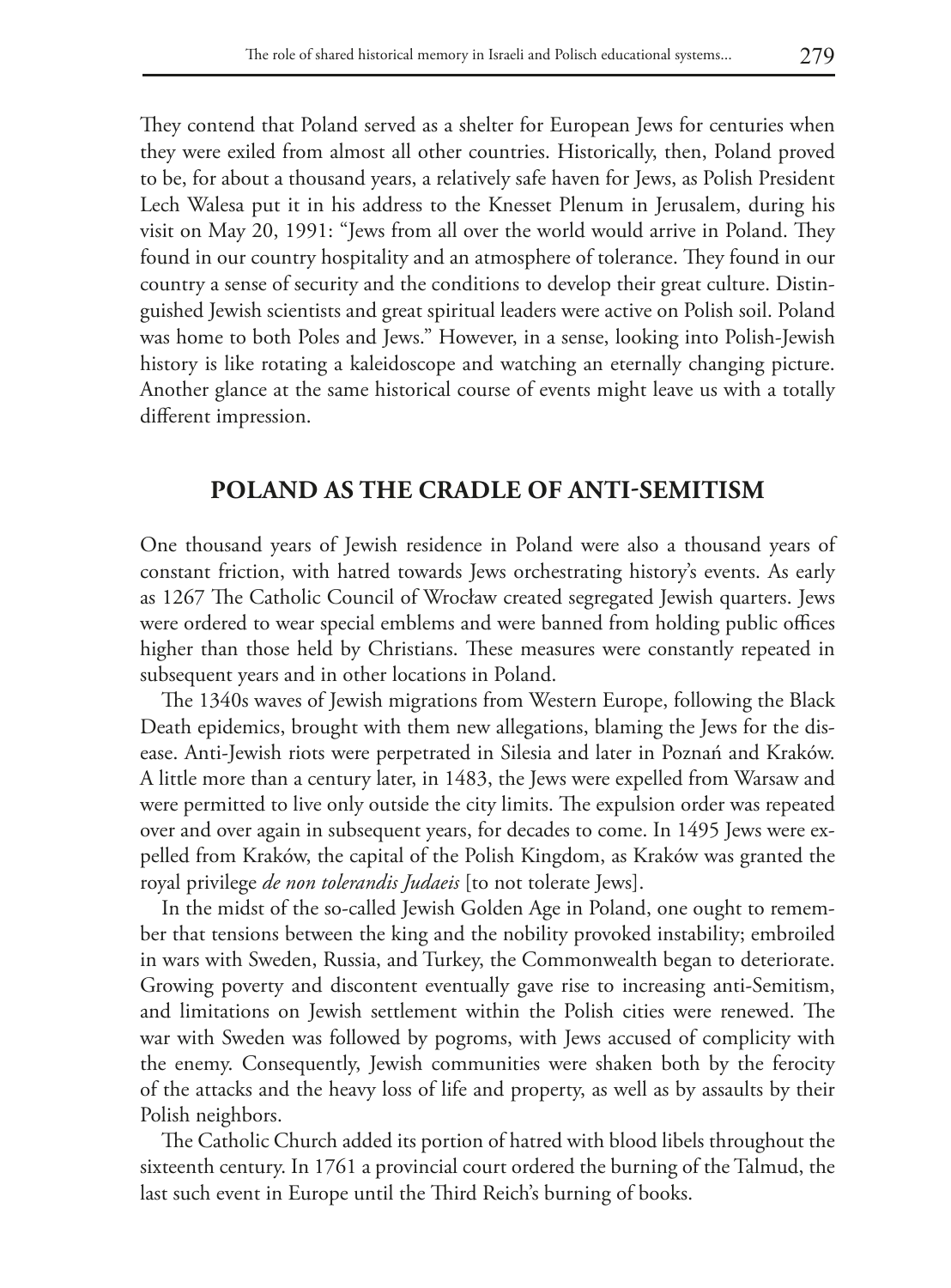They contend that Poland served as a shelter for European Jews for centuries when they were exiled from almost all other countries. Historically, then, Poland proved to be, for about a thousand years, a relatively safe haven for Jews, as Polish President Lech Walesa put it in his address to the Knesset Plenum in Jerusalem, during his visit on May 20, 1991: "Jews from all over the world would arrive in Poland. They found in our country hospitality and an atmosphere of tolerance. They found in our country a sense of security and the conditions to develop their great culture. Distinguished Jewish scientists and great spiritual leaders were active on Polish soil. Poland was home to both Poles and Jews." However, in a sense, looking into Polish-Jewish history is like rotating a kaleidoscope and watching an eternally changing picture. Another glance at the same historical course of events might leave us with a totally different impression.

## POLAND AS THE CRADLE OF ANTI-SEMITISM

One thousand years of Jewish residence in Poland were also a thousand years of constant friction, with hatred towards Jews orchestrating history's events. As early as 1267 The Catholic Council of Wrocław created segregated Jewish quarters. Jews were ordered to wear special emblems and were banned from holding public offices higher than those held by Christians. These measures were constantly repeated in subsequent years and in other locations in Poland.

The 1340s waves of Jewish migrations from Western Europe, following the Black Death epidemics, brought with them new allegations, blaming the Jews for the disease. Anti-Jewish riots were perpetrated in Silesia and later in Poznań and Kraków. A little more than a century later, in 1483, the Jews were expelled from Warsaw and were permitted to live only outside the city limits. The expulsion order was repeated over and over again in subsequent years, for decades to come. In 1495 Jews were expelled from Kraków, the capital of the Polish Kingdom, as Kraków was granted the royal privilege *de non tolerandis Judaeis* [to not tolerate Jews].

In the midst of the so-called Jewish Golden Age in Poland, one ought to remember that tensions between the king and the nobility provoked instability; embroiled in wars with Sweden, Russia, and Turkey, the Commonwealth began to deteriorate. Growing poverty and discontent eventually gave rise to increasing anti-Semitism, and limitations on Jewish settlement within the Polish cities were renewed. The war with Sweden was followed by pogroms, with Jews accused of complicity with the enemy. Consequently, Jewish communities were shaken both by the ferocity of the attacks and the heavy loss of life and property, as well as by assaults by their Polish neighbors.

The Catholic Church added its portion of hatred with blood libels throughout the sixteenth century. In 1761 a provincial court ordered the burning of the Talmud, the last such event in Europe until the Third Reich's burning of books.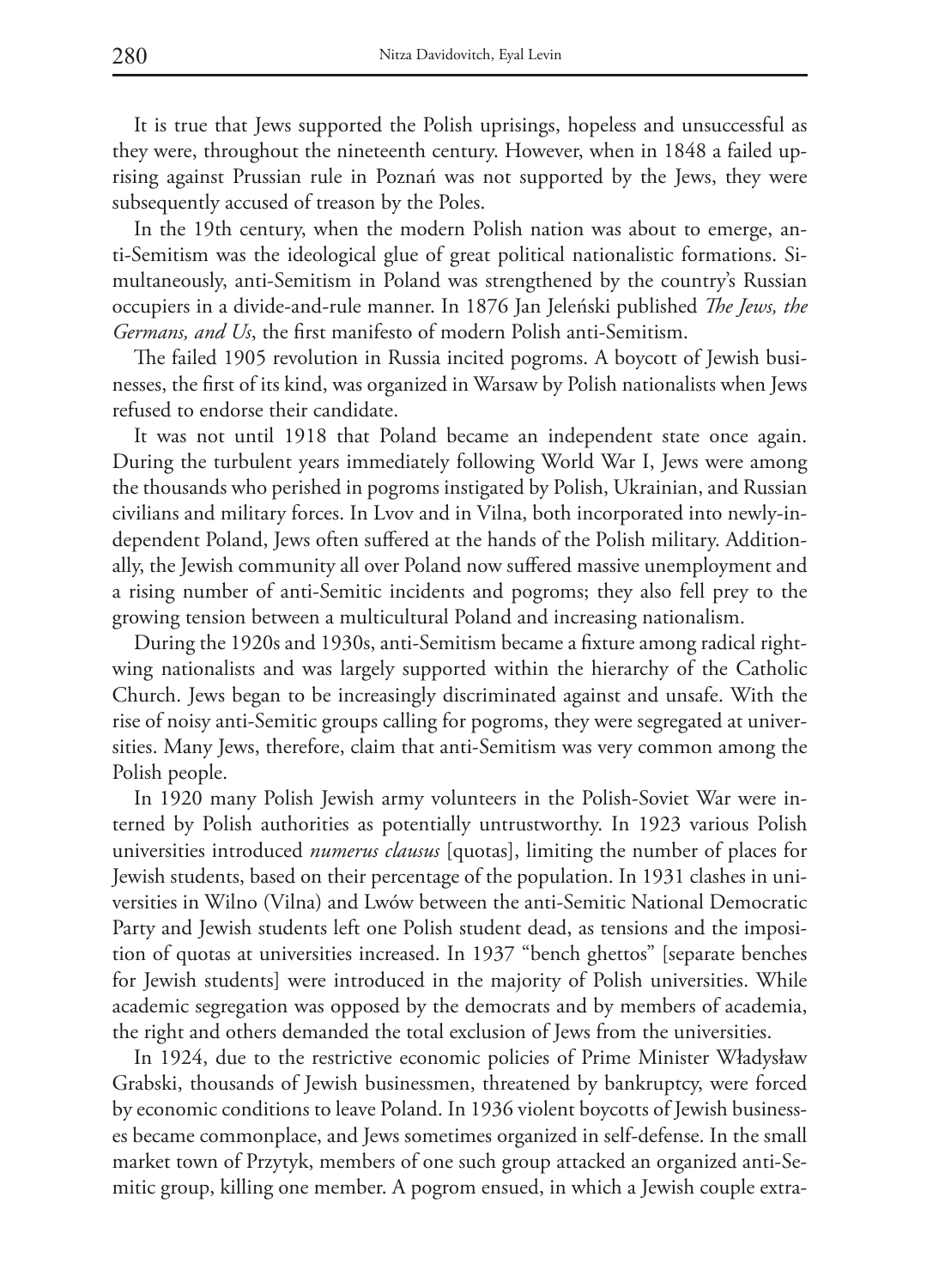It is true that Jews supported the Polish uprisings, hopeless and unsuccessful as they were, throughout the nineteenth century. However, when in 1848 a failed uprising against Prussian rule in Poznań was not supported by the Jews, they were subsequently accused of treason by the Poles.

In the 19th century, when the modern Polish nation was about to emerge, anti-Semitism was the ideological glue of great political nationalistic formations. Simultaneously, anti-Semitism in Poland was strengthened by the country's Russian occupiers in a divide-and-rule manner. In 1876 Jan Jeleński published *The Jews, the Germans, and Us*, the first manifesto of modern Polish anti-Semitism.

The failed 1905 revolution in Russia incited pogroms. A boycott of Jewish businesses, the first of its kind, was organized in Warsaw by Polish nationalists when Jews refused to endorse their candidate.

It was not until 1918 that Poland became an independent state once again. During the turbulent years immediately following World War I, Jews were among the thousands who perished in pogroms instigated by Polish, Ukrainian, and Russian civilians and military forces. In Lvov and in Vilna, both incorporated into newly-independent Poland, Jews often suffered at the hands of the Polish military. Additionally, the Jewish community all over Poland now suffered massive unemployment and a rising number of anti-Semitic incidents and pogroms; they also fell prey to the growing tension between a multicultural Poland and increasing nationalism.

During the 1920s and 1930s, anti-Semitism became a fixture among radical right-wing nationalists and was largely supported within the hierarchy of the Catholic Church. Jews began to be increasingly discriminated against and unsafe. With the rise of noisy anti-Semitic groups calling for pogroms, they were segregated at universities. Many Jews, therefore, claim that anti-Semitism was very common among the Polish people.

In 1920 many Polish Jewish army volunteers in the Polish-Soviet War were interned by Polish authorities as potentially untrustworthy. In 1923 various Polish universities introduced *numerus clausus* [quotas], limiting the number of places for Jewish students, based on their percentage of the population. In 1931 clashes in universities in Wilno (Vilna) and Lwów between the anti-Semitic National Democratic Party and Jewish students left one Polish student dead, as tensions and the imposition of quotas at universities increased. In 1937 "bench ghettos" [separate benches for Jewish students] were introduced in the majority of Polish universities. While academic segregation was opposed by the democrats and by members of academia, the right and others demanded the total exclusion of Jews from the universities.

In 1924, due to the restrictive economic policies of Prime Minister Władysław Grabski, thousands of Jewish businessmen, threatened by bankruptcy, were forced by economic conditions to leave Poland. In 1936 violent boycotts of Jewish businesses became commonplace, and Jews sometimes organized in self-defense. In the small market town of Przytyk, members of one such group attacked an organized anti-Semitic group, killing one member. A pogrom ensued, in which a Jewish couple extra-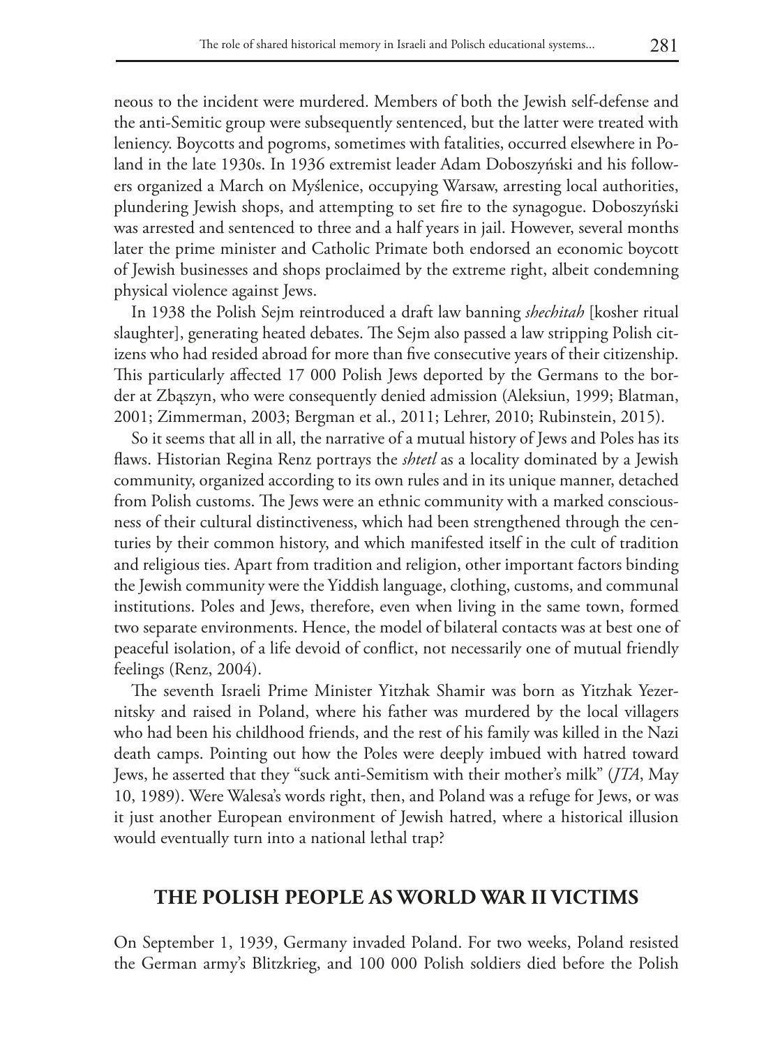neous to the incident were murdered. Members of both the Jewish self-defense and the anti-Semitic group were subsequently sentenced, but the latter were treated with leniency. Boycotts and pogroms, sometimes with fatalities, occurred elsewhere in Poland in the late 1930s. In 1936 extremist leader Adam Doboszyński and his followers organized a March on Myślenice, occupying Warsaw, arresting local authorities, plundering Jewish shops, and attempting to set fire to the synagogue. Doboszyński was arrested and sentenced to three and a half years in jail. However, several months later the prime minister and Catholic Primate both endorsed an economic boycott of Jewish businesses and shops proclaimed by the extreme right, albeit condemning physical violence against Jews.

In 1938 the Polish Sejm reintroduced a draft law banning *shechitah* [kosher ritual slaughter], generating heated debates. The Sejm also passed a law stripping Polish citizens who had resided abroad for more than five consecutive years of their citizenship. This particularly affected 17 000 Polish Jews deported by the Germans to the border at Zbąszyn, who were consequently denied admission (Aleksiun, 1999; Blatman, 2001; Zimmerman, 2003; Bergman et al., 2011; Lehrer, 2010; Rubinstein, 2015).

So it seems that all in all, the narrative of a mutual history of Jews and Poles has its flaws. Historian Regina Renz portrays the *shtetl* as a locality dominated by a Jewish community, organized according to its own rules and in its unique manner, detached from Polish customs. The Jews were an ethnic community with a marked consciousness of their cultural distinctiveness, which had been strengthened through the centuries by their common history, and which manifested itself in the cult of tradition and religious ties. Apart from tradition and religion, other important factors binding the Jewish community were the Yiddish language, clothing, customs, and communal institutions. Poles and Jews, therefore, even when living in the same town, formed two separate environments. Hence, the model of bilateral contacts was at best one of peaceful isolation, of a life devoid of conflict, not necessarily one of mutual friendly feelings (Renz, 2004).

The seventh Israeli Prime Minister Yitzhak Shamir was born as Yitzhak Yezernitsky and raised in Poland, where his father was murdered by the local villagers who had been his childhood friends, and the rest of his family was killed in the Nazi death camps. Pointing out how the Poles were deeply imbued with hatred toward Jews, he asserted that they "suck anti-Semitism with their mother's milk" (*JTA*, May 10, 1989). Were Walesa's words right, then, and Poland was a refuge for Jews, or was it just another European environment of Jewish hatred, where a historical illusion would eventually turn into a national lethal trap?

## THE POLISH PEOPLE AS WORLD WAR II VICTIMS

On September 1, 1939, Germany invaded Poland. For two weeks, Poland resisted the German army's Blitzkrieg, and 100 000 Polish soldiers died before the Polish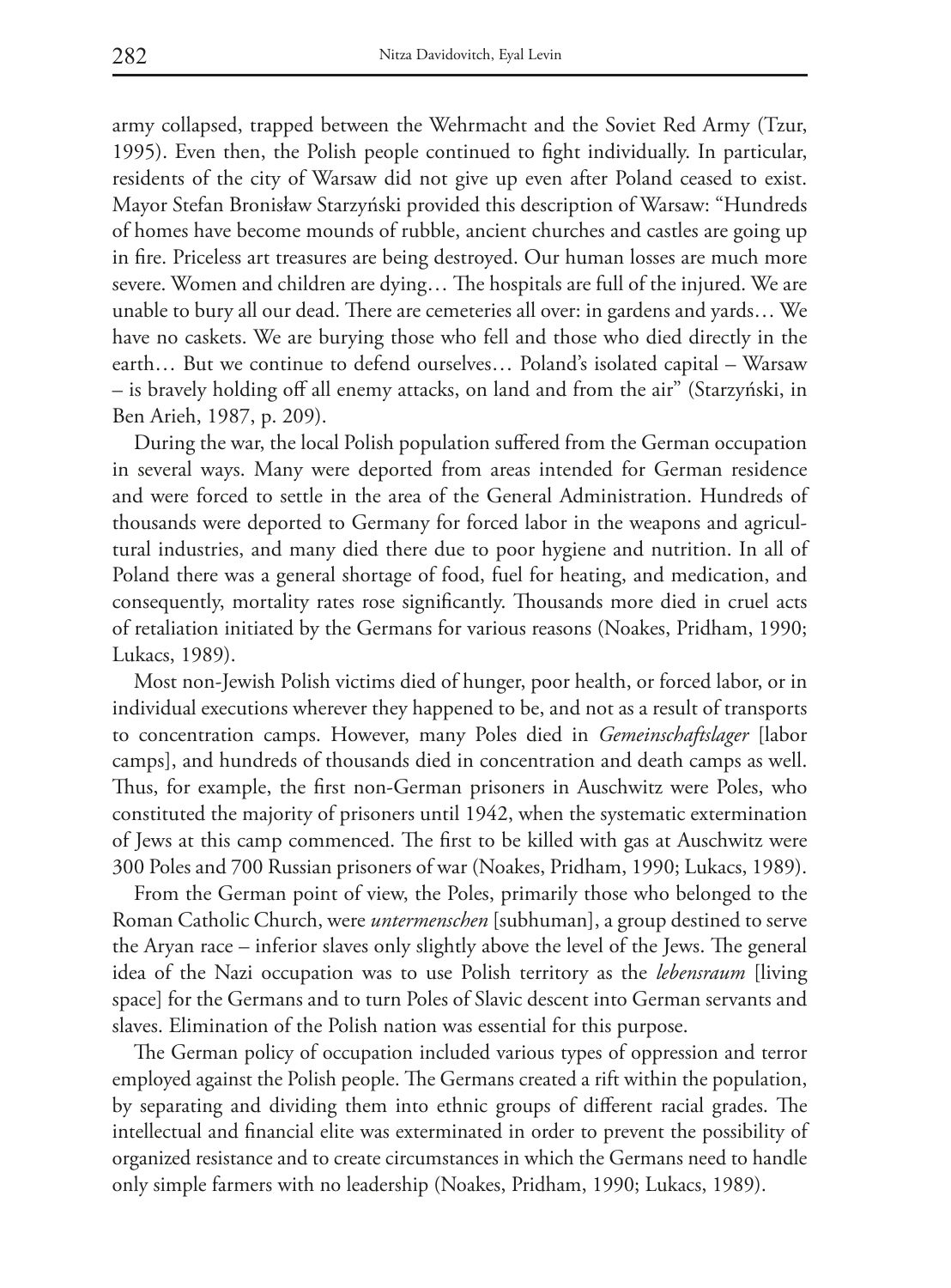army collapsed, trapped between the Wehrmacht and the Soviet Red Army (Tzur, 1995). Even then, the Polish people continued to fight individually. In particular, residents of the city of Warsaw did not give up even after Poland ceased to exist. Mayor Stefan Bronisław Starzyński provided this description of Warsaw: "Hundreds of homes have become mounds of rubble, ancient churches and castles are going up in fire. Priceless art treasures are being destroyed. Our human losses are much more severe. Women and children are dying… The hospitals are full of the injured. We are unable to bury all our dead. There are cemeteries all over: in gardens and yards… We have no caskets. We are burying those who fell and those who died directly in the earth… But we continue to defend ourselves… Poland's isolated capital – Warsaw – is bravely holding off all enemy attacks, on land and from the air" (Starzyński, in Ben Arieh, 1987, p. 209).

During the war, the local Polish population suffered from the German occupation in several ways. Many were deported from areas intended for German residence and were forced to settle in the area of the General Administration. Hundreds of thousands were deported to Germany for forced labor in the weapons and agricultural industries, and many died there due to poor hygiene and nutrition. In all of Poland there was a general shortage of food, fuel for heating, and medication, and consequently, mortality rates rose significantly. Thousands more died in cruel acts of retaliation initiated by the Germans for various reasons (Noakes, Pridham, 1990; Lukacs, 1989).

Most non-Jewish Polish victims died of hunger, poor health, or forced labor, or in individual executions wherever they happened to be, and not as a result of transports to concentration camps. However, many Poles died in *Gemeinschaftslager* [labor camps], and hundreds of thousands died in concentration and death camps as well. Thus, for example, the first non-German prisoners in Auschwitz were Poles, who constituted the majority of prisoners until 1942, when the systematic extermination of Jews at this camp commenced. The first to be killed with gas at Auschwitz were 300 Poles and 700 Russian prisoners of war (Noakes, Pridham, 1990; Lukacs, 1989).

From the German point of view, the Poles, primarily those who belonged to the Roman Catholic Church, were *untermenschen* [subhuman], a group destined to serve the Aryan race – inferior slaves only slightly above the level of the Jews. The general idea of the Nazi occupation was to use Polish territory as the *lebensraum* [living space] for the Germans and to turn Poles of Slavic descent into German servants and slaves. Elimination of the Polish nation was essential for this purpose.

The German policy of occupation included various types of oppression and terror employed against the Polish people. The Germans created a rift within the population, by separating and dividing them into ethnic groups of different racial grades. The intellectual and financial elite was exterminated in order to prevent the possibility of organized resistance and to create circumstances in which the Germans need to handle only simple farmers with no leadership (Noakes, Pridham, 1990; Lukacs, 1989).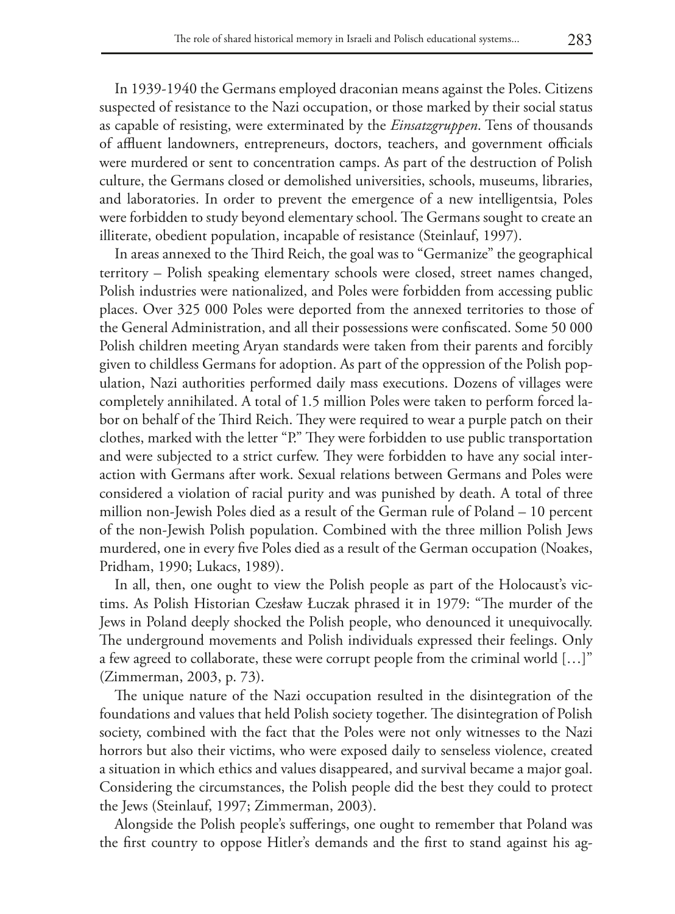In 1939-1940 the Germans employed draconian means against the Poles. Citizens suspected of resistance to the Nazi occupation, or those marked by their social status as capable of resisting, were exterminated by the *Einsatzgruppen*. Tens of thousands of affluent landowners, entrepreneurs, doctors, teachers, and government officials were murdered or sent to concentration camps. As part of the destruction of Polish culture, the Germans closed or demolished universities, schools, museums, libraries, and laboratories. In order to prevent the emergence of a new intelligentsia, Poles were forbidden to study beyond elementary school. The Germans sought to create an illiterate, obedient population, incapable of resistance (Steinlauf, 1997).

In areas annexed to the Third Reich, the goal was to "Germanize" the geographical territory – Polish speaking elementary schools were closed, street names changed, Polish industries were nationalized, and Poles were forbidden from accessing public places. Over 325 000 Poles were deported from the annexed territories to those of the General Administration, and all their possessions were confiscated. Some 50 000 Polish children meeting Aryan standards were taken from their parents and forcibly given to childless Germans for adoption. As part of the oppression of the Polish population, Nazi authorities performed daily mass executions. Dozens of villages were completely annihilated. A total of 1.5 million Poles were taken to perform forced labor on behalf of the Third Reich. They were required to wear a purple patch on their clothes, marked with the letter "P." They were forbidden to use public transportation and were subjected to a strict curfew. They were forbidden to have any social interaction with Germans after work. Sexual relations between Germans and Poles were considered a violation of racial purity and was punished by death. A total of three million non-Jewish Poles died as a result of the German rule of Poland – 10 percent of the non-Jewish Polish population. Combined with the three million Polish Jews murdered, one in every five Poles died as a result of the German occupation (Noakes, Pridham, 1990; Lukacs, 1989).

In all, then, one ought to view the Polish people as part of the Holocaust's victims. As Polish Historian Czesław Łuczak phrased it in 1979: "The murder of the Jews in Poland deeply shocked the Polish people, who denounced it unequivocally. The underground movements and Polish individuals expressed their feelings. Only a few agreed to collaborate, these were corrupt people from the criminal world […]" (Zimmerman, 2003, p. 73).

The unique nature of the Nazi occupation resulted in the disintegration of the foundations and values that held Polish society together. The disintegration of Polish society, combined with the fact that the Poles were not only witnesses to the Nazi horrors but also their victims, who were exposed daily to senseless violence, created a situation in which ethics and values disappeared, and survival became a major goal. Considering the circumstances, the Polish people did the best they could to protect the Jews (Steinlauf, 1997; Zimmerman, 2003).

Alongside the Polish people's sufferings, one ought to remember that Poland was the first country to oppose Hitler's demands and the first to stand against his ag-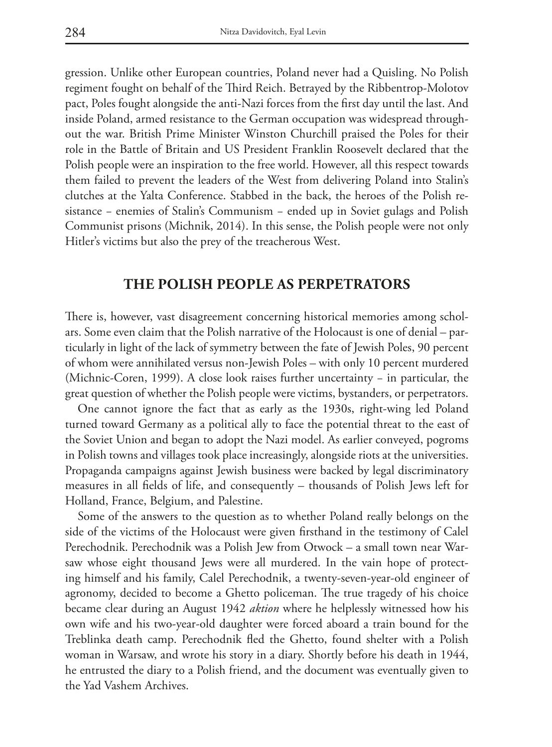gression. Unlike other European countries, Poland never had a Quisling. No Polish regiment fought on behalf of the Third Reich. Betrayed by the Ribbentrop-Molotov pact, Poles fought alongside the anti-Nazi forces from the first day until the last. And inside Poland, armed resistance to the German occupation was widespread throughout the war. British Prime Minister Winston Churchill praised the Poles for their role in the Battle of Britain and US President Franklin Roosevelt declared that the Polish people were an inspiration to the free world. However, all this respect towards them failed to prevent the leaders of the West from delivering Poland into Stalin's clutches at the Yalta Conference. Stabbed in the back, the heroes of the Polish resistance – enemies of Stalin's Communism – ended up in Soviet gulags and Polish Communist prisons (Michnik, 2014). In this sense, the Polish people were not only Hitler's victims but also the prey of the treacherous West.

## THE POLISH PEOPLE AS PERPETRATORS

There is, however, vast disagreement concerning historical memories among scholars. Some even claim that the Polish narrative of the Holocaust is one of denial – particularly in light of the lack of symmetry between the fate of Jewish Poles, 90 percent of whom were annihilated versus non-Jewish Poles – with only 10 percent murdered (Michnic-Coren, 1999). A close look raises further uncertainty – in particular, the great question of whether the Polish people were victims, bystanders, or perpetrators.

One cannot ignore the fact that as early as the 1930s, right-wing led Poland turned toward Germany as a political ally to face the potential threat to the east of the Soviet Union and began to adopt the Nazi model. As earlier conveyed, pogroms in Polish towns and villages took place increasingly, alongside riots at the universities. Propaganda campaigns against Jewish business were backed by legal discriminatory measures in all fields of life, and consequently – thousands of Polish Jews left for Holland, France, Belgium, and Palestine.

Some of the answers to the question as to whether Poland really belongs on the side of the victims of the Holocaust were given firsthand in the testimony of Calel Perechodnik. Perechodnik was a Polish Jew from Otwock – a small town near Warsaw whose eight thousand Jews were all murdered. In the vain hope of protecting himself and his family, Calel Perechodnik, a twenty-seven-year-old engineer of agronomy, decided to become a Ghetto policeman. The true tragedy of his choice became clear during an August 1942 *aktion* where he helplessly witnessed how his own wife and his two-year-old daughter were forced aboard a train bound for the Treblinka death camp. Perechodnik fled the Ghetto, found shelter with a Polish woman in Warsaw, and wrote his story in a diary. Shortly before his death in 1944, he entrusted the diary to a Polish friend, and the document was eventually given to the Yad Vashem Archives.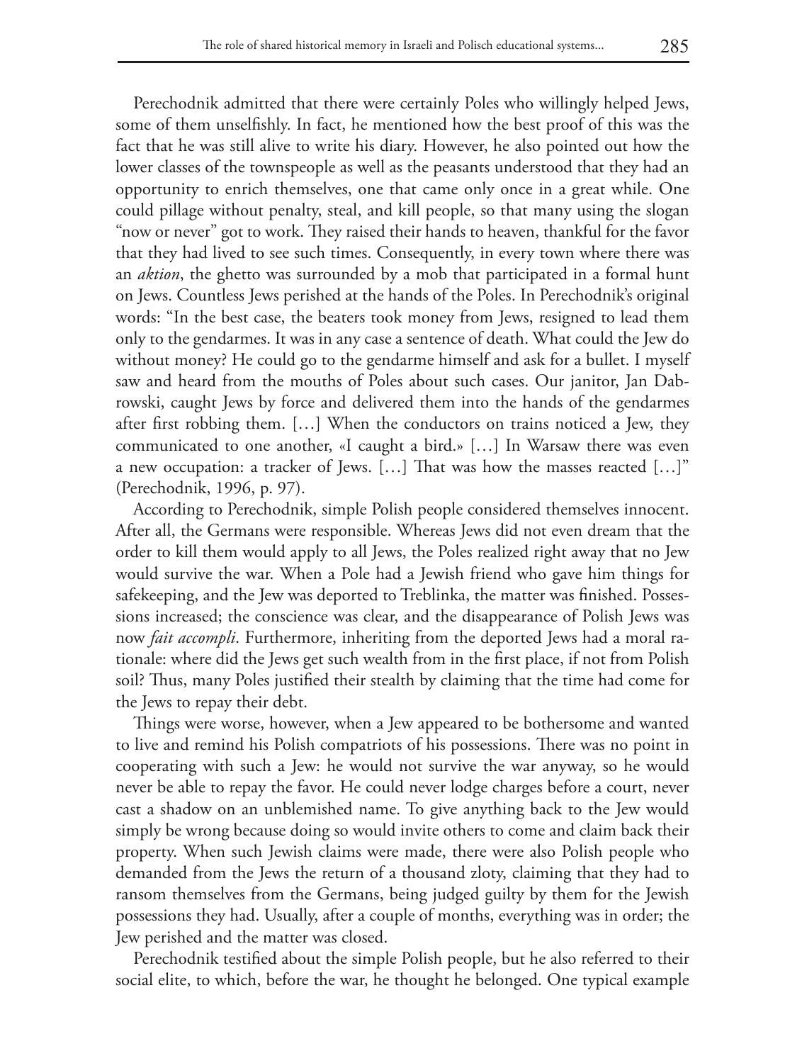Perechodnik admitted that there were certainly Poles who willingly helped Jews, some of them unselfishly. In fact, he mentioned how the best proof of this was the fact that he was still alive to write his diary. However, he also pointed out how the lower classes of the townspeople as well as the peasants understood that they had an opportunity to enrich themselves, one that came only once in a great while. One could pillage without penalty, steal, and kill people, so that many using the slogan "now or never" got to work. They raised their hands to heaven, thankful for the favor that they had lived to see such times. Consequently, in every town where there was an *aktion*, the ghetto was surrounded by a mob that participated in a formal hunt on Jews. Countless Jews perished at the hands of the Poles. In Perechodnik's original words: "In the best case, the beaters took money from Jews, resigned to lead them only to the gendarmes. It was in any case a sentence of death. What could the Jew do without money? He could go to the gendarme himself and ask for a bullet. I myself saw and heard from the mouths of Poles about such cases. Our janitor, Jan Dabrowski, caught Jews by force and delivered them into the hands of the gendarmes after first robbing them. […] When the conductors on trains noticed a Jew, they communicated to one another, «I caught a bird.» […] In Warsaw there was even a new occupation: a tracker of Jews. […] That was how the masses reacted […]" (Perechodnik, 1996, p. 97).

According to Perechodnik, simple Polish people considered themselves innocent. After all, the Germans were responsible. Whereas Jews did not even dream that the order to kill them would apply to all Jews, the Poles realized right away that no Jew would survive the war. When a Pole had a Jewish friend who gave him things for safekeeping, and the Jew was deported to Treblinka, the matter was finished. Possessions increased; the conscience was clear, and the disappearance of Polish Jews was now *fait accompli*. Furthermore, inheriting from the deported Jews had a moral rationale: where did the Jews get such wealth from in the first place, if not from Polish soil? Thus, many Poles justified their stealth by claiming that the time had come for the Jews to repay their debt.

Things were worse, however, when a Jew appeared to be bothersome and wanted to live and remind his Polish compatriots of his possessions. There was no point in cooperating with such a Jew: he would not survive the war anyway, so he would never be able to repay the favor. He could never lodge charges before a court, never cast a shadow on an unblemished name. To give anything back to the Jew would simply be wrong because doing so would invite others to come and claim back their property. When such Jewish claims were made, there were also Polish people who demanded from the Jews the return of a thousand zloty, claiming that they had to ransom themselves from the Germans, being judged guilty by them for the Jewish possessions they had. Usually, after a couple of months, everything was in order; the Jew perished and the matter was closed.

Perechodnik testified about the simple Polish people, but he also referred to their social elite, to which, before the war, he thought he belonged. One typical example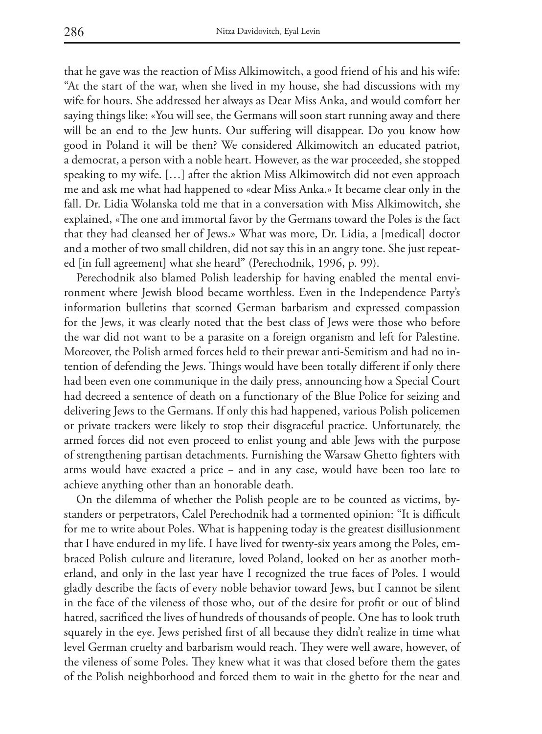that he gave was the reaction of Miss Alkimowitch, a good friend of his and his wife: "At the start of the war, when she lived in my house, she had discussions with my wife for hours. She addressed her always as Dear Miss Anka, and would comfort her saying things like: «You will see, the Germans will soon start running away and there will be an end to the Jew hunts. Our suffering will disappear. Do you know how good in Poland it will be then? We considered Alkimowitch an educated patriot, a democrat, a person with a noble heart. However, as the war proceeded, she stopped speaking to my wife. […] after the aktion Miss Alkimowitch did not even approach me and ask me what had happened to «dear Miss Anka.» It became clear only in the fall. Dr. Lidia Wolanska told me that in a conversation with Miss Alkimowitch, she explained, «The one and immortal favor by the Germans toward the Poles is the fact that they had cleansed her of Jews.» What was more, Dr. Lidia, a [medical] doctor and a mother of two small children, did not say this in an angry tone. She just repeated [in full agreement] what she heard" (Perechodnik, 1996, p. 99).

Perechodnik also blamed Polish leadership for having enabled the mental environment where Jewish blood became worthless. Even in the Independence Party's information bulletins that scorned German barbarism and expressed compassion for the Jews, it was clearly noted that the best class of Jews were those who before the war did not want to be a parasite on a foreign organism and left for Palestine. Moreover, the Polish armed forces held to their prewar anti-Semitism and had no intention of defending the Jews. Things would have been totally different if only there had been even one communique in the daily press, announcing how a Special Court had decreed a sentence of death on a functionary of the Blue Police for seizing and delivering Jews to the Germans. If only this had happened, various Polish policemen or private trackers were likely to stop their disgraceful practice. Unfortunately, the armed forces did not even proceed to enlist young and able Jews with the purpose of strengthening partisan detachments. Furnishing the Warsaw Ghetto fighters with arms would have exacted a price – and in any case, would have been too late to achieve anything other than an honorable death.

On the dilemma of whether the Polish people are to be counted as victims, bystanders or perpetrators, Calel Perechodnik had a tormented opinion: "It is difficult for me to write about Poles. What is happening today is the greatest disillusionment that I have endured in my life. I have lived for twenty-six years among the Poles, embraced Polish culture and literature, loved Poland, looked on her as another motherland, and only in the last year have I recognized the true faces of Poles. I would gladly describe the facts of every noble behavior toward Jews, but I cannot be silent in the face of the vileness of those who, out of the desire for profit or out of blind hatred, sacrificed the lives of hundreds of thousands of people. One has to look truth squarely in the eye. Jews perished first of all because they didn't realize in time what level German cruelty and barbarism would reach. They were well aware, however, of the vileness of some Poles. They knew what it was that closed before them the gates of the Polish neighborhood and forced them to wait in the ghetto for the near and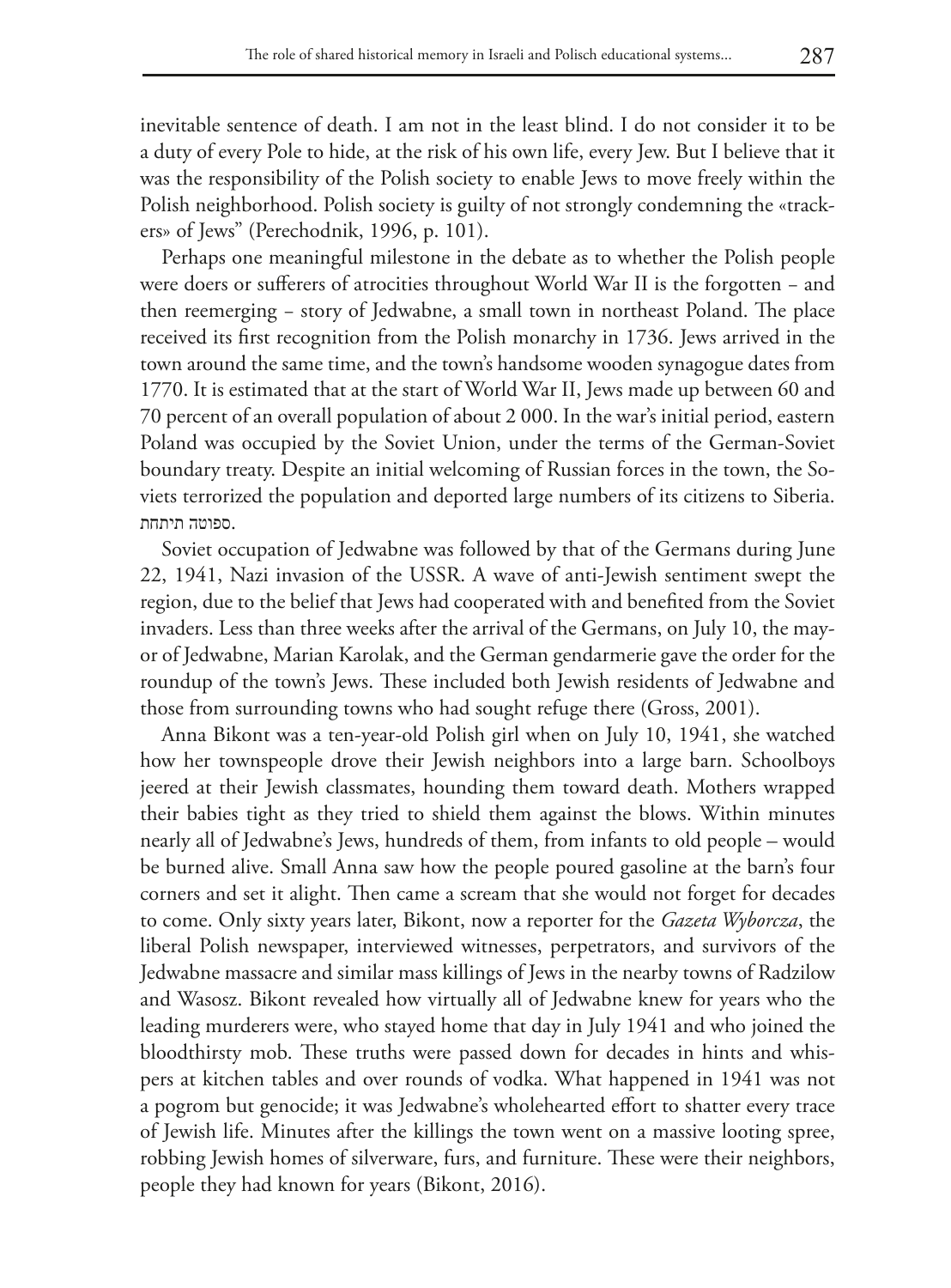inevitable sentence of death. I am not in the least blind. I do not consider it to be a duty of every Pole to hide, at the risk of his own life, every Jew. But I believe that it was the responsibility of the Polish society to enable Jews to move freely within the Polish neighborhood. Polish society is guilty of not strongly condemning the «trackers» of Jews" (Perechodnik, 1996, p. 101).

Perhaps one meaningful milestone in the debate as to whether the Polish people were doers or sufferers of atrocities throughout World War II is the forgotten – and then reemerging – story of Jedwabne, a small town in northeast Poland. The place received its first recognition from the Polish monarchy in 1736. Jews arrived in the town around the same time, and the town's handsome wooden synagogue dates from 1770. It is estimated that at the start of World War II, Jews made up between 60 and 70 percent of an overall population of about 2 000. In the war's initial period, eastern Poland was occupied by the Soviet Union, under the terms of the German-Soviet boundary treaty. Despite an initial welcoming of Russian forces in the town, the Soviets terrorized the population and deported large numbers of its citizens to Siberia. .ספוטה תיתחת

Soviet occupation of Jedwabne was followed by that of the Germans during June 22, 1941, Nazi invasion of the USSR. A wave of anti-Jewish sentiment swept the region, due to the belief that Jews had cooperated with and benefited from the Soviet invaders. Less than three weeks after the arrival of the Germans, on July 10, the mayor of Jedwabne, Marian Karolak, and the German gendarmerie gave the order for the roundup of the town's Jews. These included both Jewish residents of Jedwabne and those from surrounding towns who had sought refuge there (Gross, 2001).

Anna Bikont was a ten-year-old Polish girl when on July 10, 1941, she watched how her townspeople drove their Jewish neighbors into a large barn. Schoolboys jeered at their Jewish classmates, hounding them toward death. Mothers wrapped their babies tight as they tried to shield them against the blows. Within minutes nearly all of Jedwabne's Jews, hundreds of them, from infants to old people – would be burned alive. Small Anna saw how the people poured gasoline at the barn's four corners and set it alight. Then came a scream that she would not forget for decades to come. Only sixty years later, Bikont, now a reporter for the *Gazeta Wyborcza*, the liberal Polish newspaper, interviewed witnesses, perpetrators, and survivors of the Jedwabne massacre and similar mass killings of Jews in the nearby towns of Radzilow and Wasosz. Bikont revealed how virtually all of Jedwabne knew for years who the leading murderers were, who stayed home that day in July 1941 and who joined the bloodthirsty mob. These truths were passed down for decades in hints and whispers at kitchen tables and over rounds of vodka. What happened in 1941 was not a pogrom but genocide; it was Jedwabne's wholehearted effort to shatter every trace of Jewish life. Minutes after the killings the town went on a massive looting spree, robbing Jewish homes of silverware, furs, and furniture. These were their neighbors, people they had known for years (Bikont, 2016).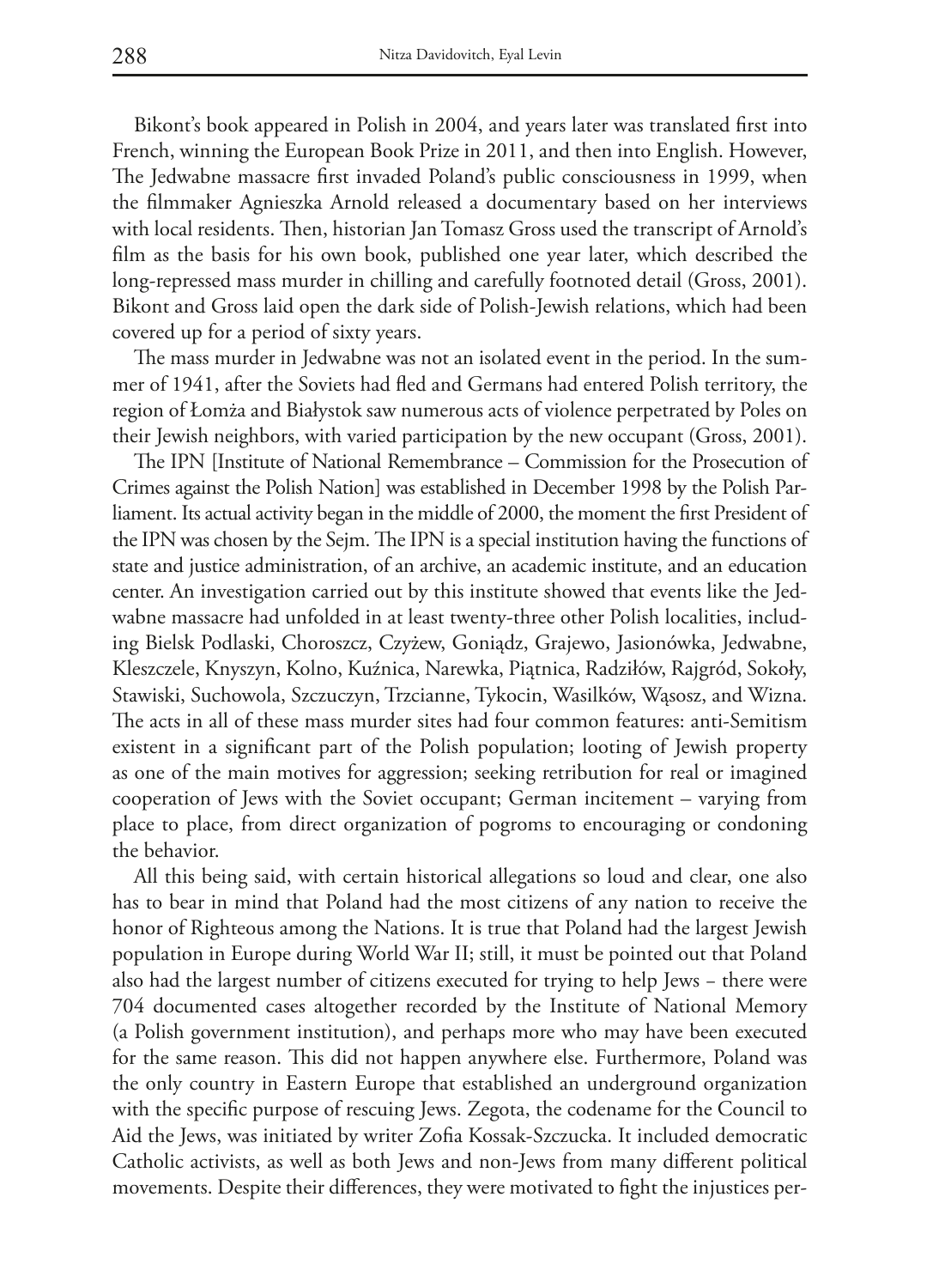Bikont's book appeared in Polish in 2004, and years later was translated first into French, winning the European Book Prize in 2011, and then into English. However, The Jedwabne massacre first invaded Poland's public consciousness in 1999, when the filmmaker Agnieszka Arnold released a documentary based on her interviews with local residents. Then, historian Jan Tomasz Gross used the transcript of Arnold's film as the basis for his own book, published one year later, which described the long-repressed mass murder in chilling and carefully footnoted detail (Gross, 2001). Bikont and Gross laid open the dark side of Polish-Jewish relations, which had been covered up for a period of sixty years.

The mass murder in Jedwabne was not an isolated event in the period. In the summer of 1941, after the Soviets had fled and Germans had entered Polish territory, the region of Łomża and Białystok saw numerous acts of violence perpetrated by Poles on their Jewish neighbors, with varied participation by the new occupant (Gross, 2001).

The IPN [Institute of National Remembrance – Commission for the Prosecution of Crimes against the Polish Nation] was established in December 1998 by the Polish Parliament. Its actual activity began in the middle of 2000, the moment the first President of the IPN was chosen by the Sejm. The IPN is a special institution having the functions of state and justice administration, of an archive, an academic institute, and an education center. An investigation carried out by this institute showed that events like the Jedwabne massacre had unfolded in at least twenty-three other Polish localities, including Bielsk Podlaski, Choroszcz, Czyżew, Goniądz, Grajewo, Jasionówka, Jedwabne, Kleszczele, Knyszyn, Kolno, Kuźnica, Narewka, Piątnica, Radziłów, Rajgród, Sokoły, Stawiski, Suchowola, Szczuczyn, Trzcianne, Tykocin, Wasilków, Wąsosz, and Wizna. The acts in all of these mass murder sites had four common features: anti-Semitism existent in a significant part of the Polish population; looting of Jewish property as one of the main motives for aggression; seeking retribution for real or imagined cooperation of Jews with the Soviet occupant; German incitement – varying from place to place, from direct organization of pogroms to encouraging or condoning the behavior.

All this being said, with certain historical allegations so loud and clear, one also has to bear in mind that Poland had the most citizens of any nation to receive the honor of Righteous among the Nations. It is true that Poland had the largest Jewish population in Europe during World War II; still, it must be pointed out that Poland also had the largest number of citizens executed for trying to help Jews – there were 704 documented cases altogether recorded by the Institute of National Memory (a Polish government institution), and perhaps more who may have been executed for the same reason. This did not happen anywhere else. Furthermore, Poland was the only country in Eastern Europe that established an underground organization with the specific purpose of rescuing Jews. Zegota, the codename for the Council to Aid the Jews, was initiated by writer Zofia Kossak-Szczucka. It included democratic Catholic activists, as well as both Jews and non-Jews from many different political movements. Despite their differences, they were motivated to fight the injustices per-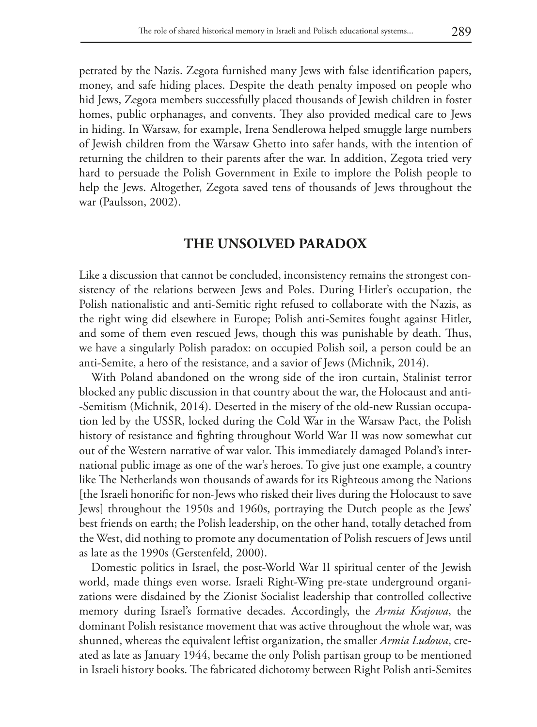petrated by the Nazis. Zegota furnished many Jews with false identification papers, money, and safe hiding places. Despite the death penalty imposed on people who hid Jews, Zegota members successfully placed thousands of Jewish children in foster homes, public orphanages, and convents. They also provided medical care to Jews in hiding. In Warsaw, for example, Irena Sendlerowa helped smuggle large numbers of Jewish children from the Warsaw Ghetto into safer hands, with the intention of returning the children to their parents after the war. In addition, Zegota tried very hard to persuade the Polish Government in Exile to implore the Polish people to help the Jews. Altogether, Zegota saved tens of thousands of Jews throughout the war (Paulsson, 2002).

## THE UNSOLVED PARADOX

Like a discussion that cannot be concluded, inconsistency remains the strongest consistency of the relations between Jews and Poles. During Hitler's occupation, the Polish nationalistic and anti-Semitic right refused to collaborate with the Nazis, as the right wing did elsewhere in Europe; Polish anti-Semites fought against Hitler, and some of them even rescued Jews, though this was punishable by death. Thus, we have a singularly Polish paradox: on occupied Polish soil, a person could be an anti-Semite, a hero of the resistance, and a savior of Jews (Michnik, 2014).

With Poland abandoned on the wrong side of the iron curtain, Stalinist terror blocked any public discussion in that country about the war, the Holocaust and anti--Semitism (Michnik, 2014). Deserted in the misery of the old-new Russian occupation led by the USSR, locked during the Cold War in the Warsaw Pact, the Polish history of resistance and fighting throughout World War II was now somewhat cut out of the Western narrative of war valor. This immediately damaged Poland's international public image as one of the war's heroes. To give just one example, a country like The Netherlands won thousands of awards for its Righteous among the Nations [the Israeli honorific for non-Jews who risked their lives during the Holocaust to save Jews] throughout the 1950s and 1960s, portraying the Dutch people as the Jews' best friends on earth; the Polish leadership, on the other hand, totally detached from the West, did nothing to promote any documentation of Polish rescuers of Jews until as late as the 1990s (Gerstenfeld, 2000).

Domestic politics in Israel, the post-World War II spiritual center of the Jewish world, made things even worse. Israeli Right-Wing pre-state underground organizations were disdained by the Zionist Socialist leadership that controlled collective memory during Israel's formative decades. Accordingly, the *Armia Krajowa*, the dominant Polish resistance movement that was active throughout the whole war, was shunned, whereas the equivalent leftist organization, the smaller *Armia Ludowa*, created as late as January 1944, became the only Polish partisan group to be mentioned in Israeli history books. The fabricated dichotomy between Right Polish anti-Semites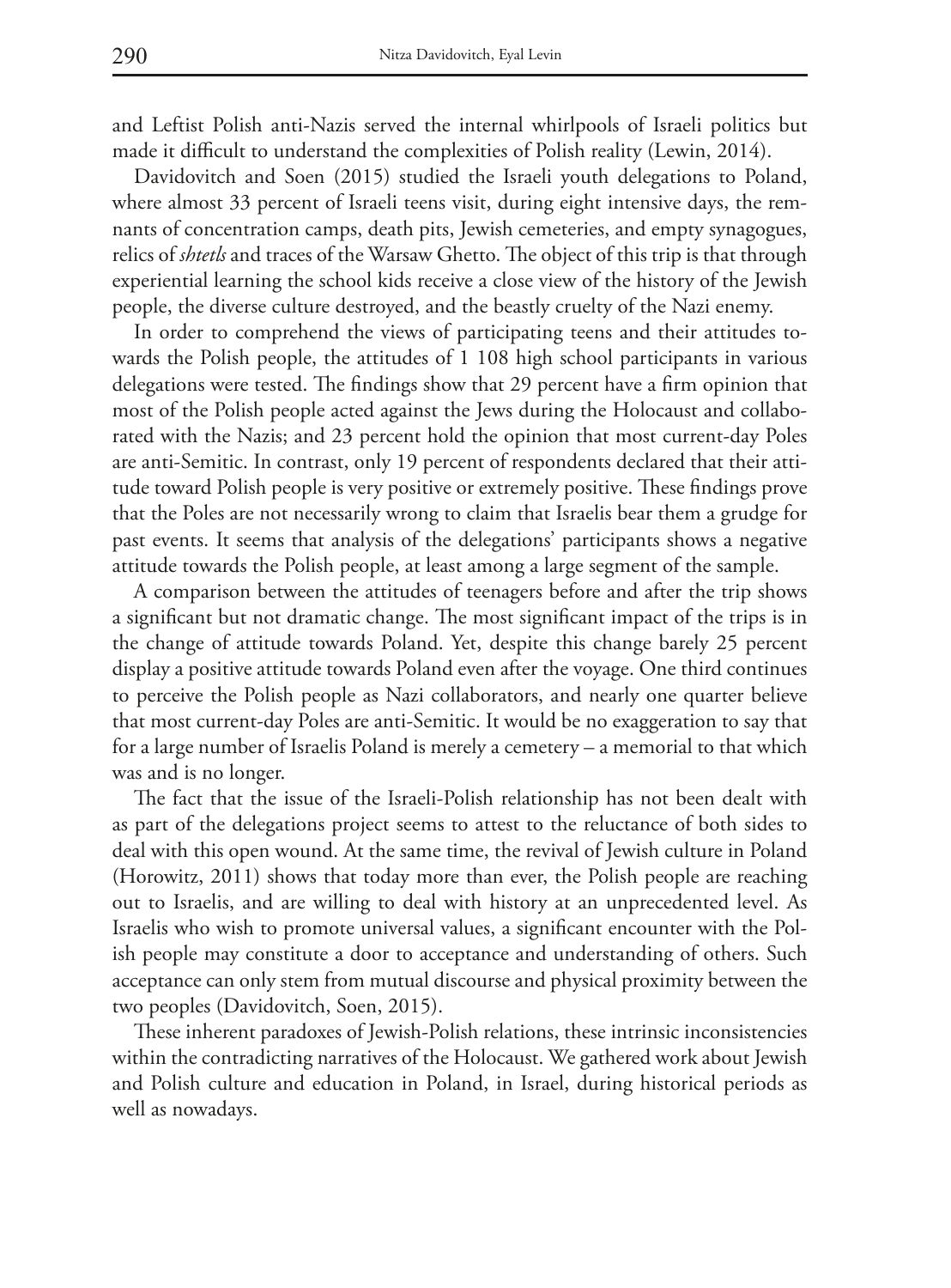and Leftist Polish anti-Nazis served the internal whirlpools of Israeli politics but made it difficult to understand the complexities of Polish reality (Lewin, 2014).

Davidovitch and Soen (2015) studied the Israeli youth delegations to Poland, where almost 33 percent of Israeli teens visit, during eight intensive days, the remnants of concentration camps, death pits, Jewish cemeteries, and empty synagogues, relics of *shtetls* and traces of the Warsaw Ghetto. The object of this trip is that through experiential learning the school kids receive a close view of the history of the Jewish people, the diverse culture destroyed, and the beastly cruelty of the Nazi enemy.

In order to comprehend the views of participating teens and their attitudes towards the Polish people, the attitudes of 1 108 high school participants in various delegations were tested. The findings show that 29 percent have a firm opinion that most of the Polish people acted against the Jews during the Holocaust and collaborated with the Nazis; and 23 percent hold the opinion that most current-day Poles are anti-Semitic. In contrast, only 19 percent of respondents declared that their attitude toward Polish people is very positive or extremely positive. These findings prove that the Poles are not necessarily wrong to claim that Israelis bear them a grudge for past events. It seems that analysis of the delegations' participants shows a negative attitude towards the Polish people, at least among a large segment of the sample.

A comparison between the attitudes of teenagers before and after the trip shows a significant but not dramatic change. The most significant impact of the trips is in the change of attitude towards Poland. Yet, despite this change barely 25 percent display a positive attitude towards Poland even after the voyage. One third continues to perceive the Polish people as Nazi collaborators, and nearly one quarter believe that most current-day Poles are anti-Semitic. It would be no exaggeration to say that for a large number of Israelis Poland is merely a cemetery – a memorial to that which was and is no longer.

The fact that the issue of the Israeli-Polish relationship has not been dealt with as part of the delegations project seems to attest to the reluctance of both sides to deal with this open wound. At the same time, the revival of Jewish culture in Poland (Horowitz, 2011) shows that today more than ever, the Polish people are reaching out to Israelis, and are willing to deal with history at an unprecedented level. As Israelis who wish to promote universal values, a significant encounter with the Polish people may constitute a door to acceptance and understanding of others. Such acceptance can only stem from mutual discourse and physical proximity between the two peoples (Davidovitch, Soen, 2015).

These inherent paradoxes of Jewish-Polish relations, these intrinsic inconsistencies within the contradicting narratives of the Holocaust. We gathered work about Jewish and Polish culture and education in Poland, in Israel, during historical periods as well as nowadays.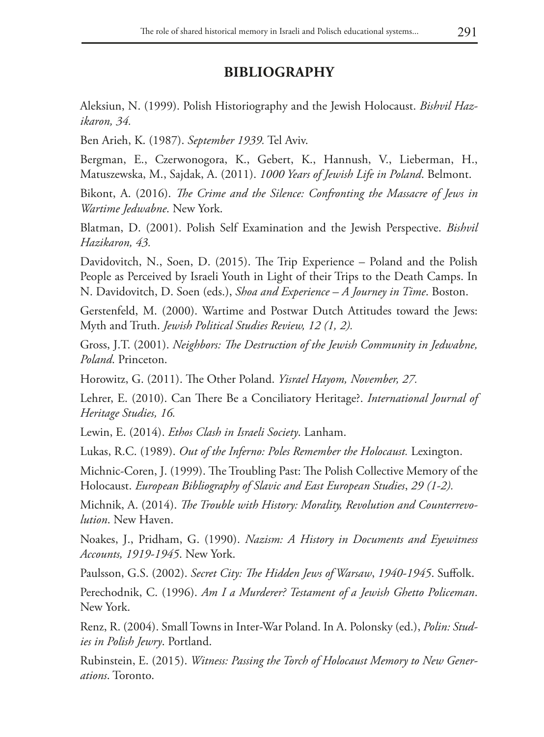## BIBLIOGRAPHY

Aleksiun, N. (1999). Polish Historiography and the Jewish Holocaust. *Bishvil Hazikaron, 34.*

Ben Arieh, K. (1987). *September 1939.* Tel Aviv.

Bergman, E., Czerwonogora, K., Gebert, K., Hannush, V., Lieberman, H., Matuszewska, M., Sajdak, A. (2011). *1000 Years of Jewish Life in Poland*. Belmont.

Bikont, A. (2016). *The Crime and the Silence: Confronting the Massacre of Jews in Wartime Jedwabne*. New York.

Blatman, D. (2001). Polish Self Examination and the Jewish Perspective. *Bishvil Hazikaron, 43.*

Davidovitch, N., Soen, D. (2015). The Trip Experience – Poland and the Polish People as Perceived by Israeli Youth in Light of their Trips to the Death Camps. In N. Davidovitch, D. Soen (eds.), *Shoa and Experience – A Journey in Time*. Boston.

Gerstenfeld, M. (2000). Wartime and Postwar Dutch Attitudes toward the Jews: Myth and Truth. *Jewish Political Studies Review, 12 (1, 2).*

Gross, J.T. (2001). *Neighbors: The Destruction of the Jewish Community in Jedwabne, Poland*. Princeton.

Horowitz, G. (2011). The Other Poland. *Yisrael Hayom, November, 27.*

Lehrer, E. (2010). Can There Be a Conciliatory Heritage?. *International Journal of Heritage Studies, 16.*

Lewin, E. (2014). *Ethos Clash in Israeli Society*. Lanham.

Lukas, R.C. (1989). *Out of the Inferno: Poles Remember the Holocaust.* Lexington.

Michnic-Coren, J. (1999). The Troubling Past: The Polish Collective Memory of the Holocaust. *European Bibliography of Slavic and East European Studies*, *29 (1-2).*

Michnik, A. (2014). *The Trouble with History: Morality, Revolution and Counterrevolution*. New Haven.

Noakes, J., Pridham, G. (1990). *Nazism: A History in Documents and Eyewitness Accounts, 1919-1945*. New York.

Paulsson, G.S. (2002). *Secret City: The Hidden Jews of Warsaw*, *1940-1945*. Suffolk.

Perechodnik, C. (1996). *Am I a Murderer? Testament of a Jewish Ghetto Policeman*. New York.

Renz, R. (2004). Small Towns in Inter-War Poland. In A. Polonsky (ed.), *Polin: Studies in Polish Jewry*. Portland.

Rubinstein, E. (2015). *Witness: Passing the Torch of Holocaust Memory to New Generations*. Toronto.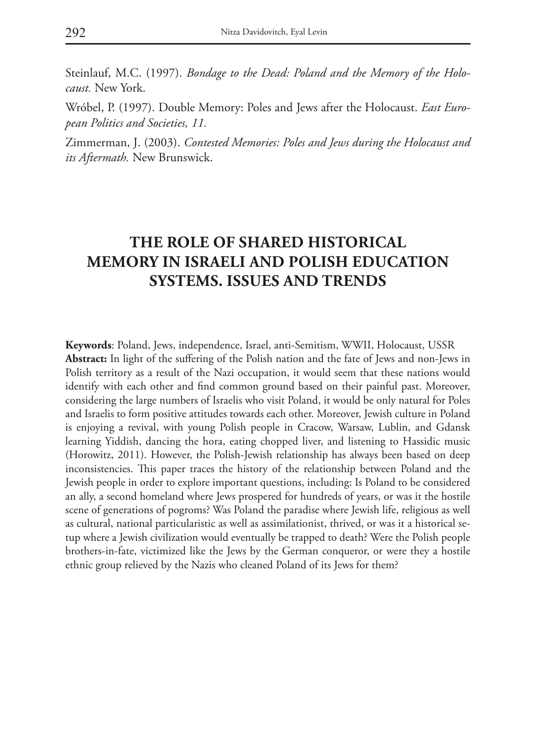Steinlauf, M.C. (1997). *Bondage to the Dead: Poland and the Memory of the Holocaust.* New York.

Wróbel, P. (1997). Double Memory: Poles and Jews after the Holocaust. *East European Politics and Societies, 11.*

Zimmerman, J. (2003). *Contested Memories: Poles and Jews during the Holocaust and its Aftermath.* New Brunswick.

# THE ROLE OF SHARED HISTORICAL MEMORY IN ISRAELI AND POLISH EDUCATION SYSTEMS. ISSUES AND TRENDS

**Keywords**: Poland, Jews, independence, Israel, anti-Semitism, WWII, Holocaust, USSR

**Abstract:** In light of the suffering of the Polish nation and the fate of Jews and non-Jews in Polish territory as a result of the Nazi occupation, it would seem that these nations would identify with each other and find common ground based on their painful past. Moreover, considering the large numbers of Israelis who visit Poland, it would be only natural for Poles and Israelis to form positive attitudes towards each other. Moreover, Jewish culture in Poland is enjoying a revival, with young Polish people in Cracow, Warsaw, Lublin, and Gdansk learning Yiddish, dancing the hora, eating chopped liver, and listening to Hassidic music (Horowitz, 2011). However, the Polish-Jewish relationship has always been based on deep inconsistencies. This paper traces the history of the relationship between Poland and the Jewish people in order to explore important questions, including: Is Poland to be considered an ally, a second homeland where Jews prospered for hundreds of years, or was it the hostile scene of generations of pogroms? Was Poland the paradise where Jewish life, religious as well as cultural, national particularistic as well as assimilationist, thrived, or was it a historical setup where a Jewish civilization would eventually be trapped to death? Were the Polish people brothers-in-fate, victimized like the Jews by the German conqueror, or were they a hostile ethnic group relieved by the Nazis who cleaned Poland of its Jews for them?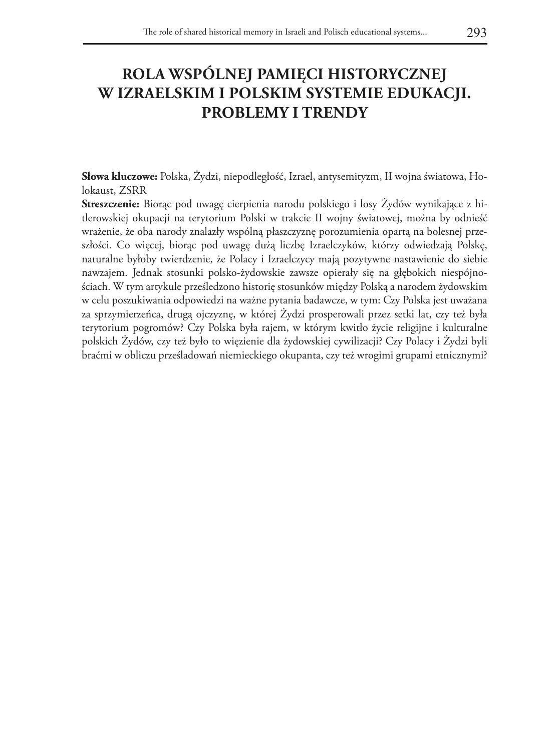# ROLA WSPÓLNEJ PAMIĘCI HISTORYCZNEJ W IZRAELSKIM I POLSKIM SYSTEMIE EDUKACJI. PROBLEMY I TRENDY

**Słowa kluczowe:** Polska, Żydzi, niepodległość, Izrael, antysemityzm, II wojna światowa, Holokaust, ZSRR

**Streszczenie:** Biorąc pod uwagę cierpienia narodu polskiego i losy Żydów wynikające z hitlerowskiej okupacji na terytorium Polski w trakcie II wojny światowej, można by odnieść wrażenie, że oba narody znalazły wspólną płaszczyznę porozumienia opartą na bolesnej przeszłości. Co więcej, biorąc pod uwagę dużą liczbę Izraelczyków, którzy odwiedzają Polskę, naturalne byłoby twierdzenie, że Polacy i Izraelczycy mają pozytywne nastawienie do siebie nawzajem. Jednak stosunki polsko-żydowskie zawsze opierały się na głębokich niespójnościach. W tym artykule prześledzono historię stosunków między Polską a narodem żydowskim w celu poszukiwania odpowiedzi na ważne pytania badawcze, w tym: Czy Polska jest uważana za sprzymierzeńca, drugą ojczyznę, w której Żydzi prosperowali przez setki lat, czy też była terytorium pogromów? Czy Polska była rajem, w którym kwitło życie religijne i kulturalne polskich Żydów, czy też było to więzienie dla żydowskiej cywilizacji? Czy Polacy i Żydzi byli braćmi w obliczu prześladowań niemieckiego okupanta, czy też wrogimi grupami etnicznymi?